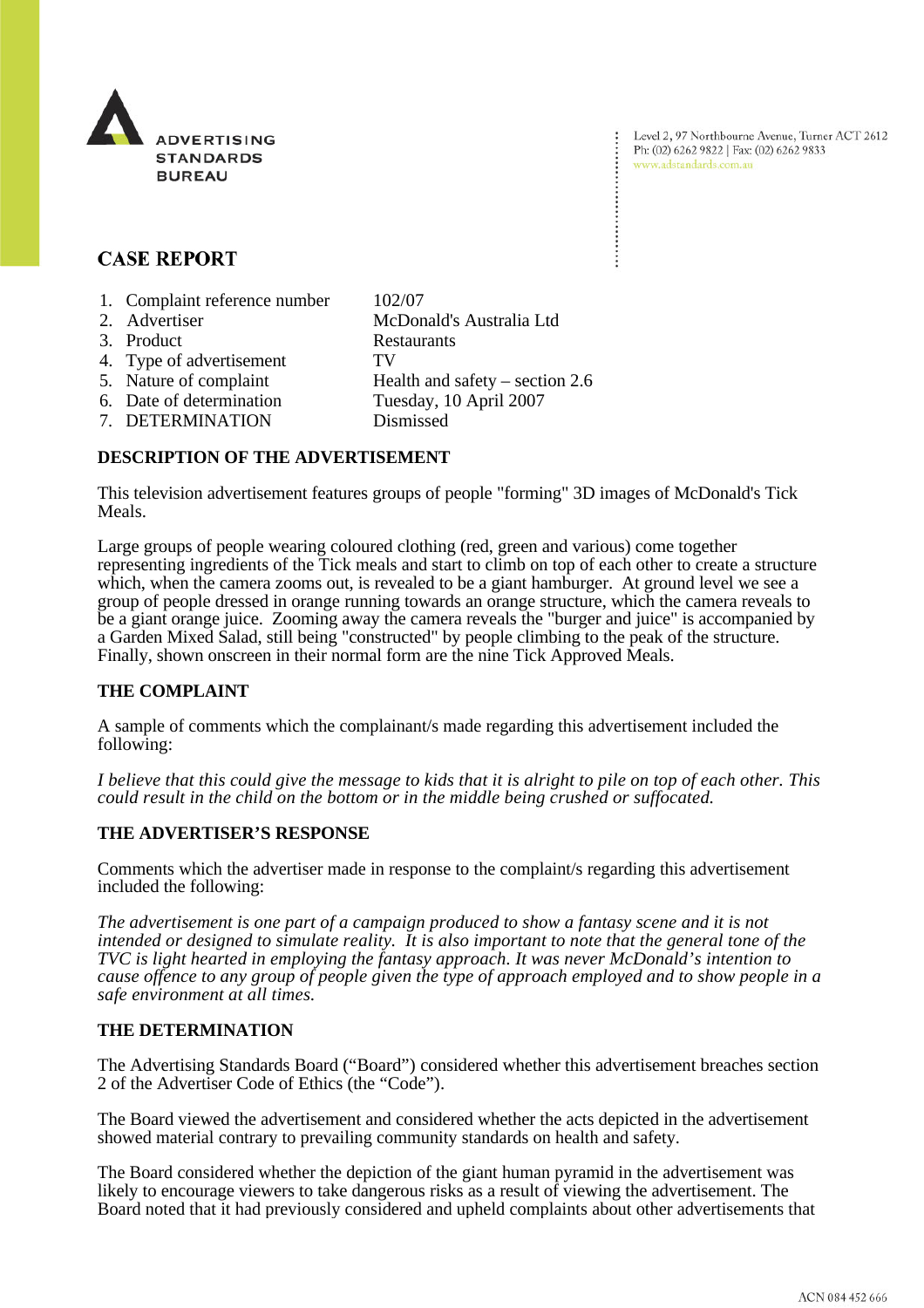ADVERTISING STANDARDS BUREAU

Level 2, 97 Northbourne Avenue, Turner ACT 2612
Ph: (02) 6262 9822 | Fax: (02) 6262 9833
www.adstandards.com.au

## CASE REPORT

1. Complaint reference number — 102/07
2. Advertiser — McDonald's Australia Ltd
3. Product — Restaurants
4. Type of advertisement — TV
5. Nature of complaint — Health and safety – section 2.6
6. Date of determination — Tuesday, 10 April 2007
7. DETERMINATION — Dismissed

### DESCRIPTION OF THE ADVERTISEMENT

This television advertisement features groups of people "forming" 3D images of McDonald's Tick Meals.

Large groups of people wearing coloured clothing (red, green and various) come together representing ingredients of the Tick meals and start to climb on top of each other to create a structure which, when the camera zooms out, is revealed to be a giant hamburger. At ground level we see a group of people dressed in orange running towards an orange structure, which the camera reveals to be a giant orange juice. Zooming away the camera reveals the "burger and juice" is accompanied by a Garden Mixed Salad, still being "constructed" by people climbing to the peak of the structure. Finally, shown onscreen in their normal form are the nine Tick Approved Meals.

### THE COMPLAINT

A sample of comments which the complainant/s made regarding this advertisement included the following:

*I believe that this could give the message to kids that it is alright to pile on top of each other. This could result in the child on the bottom or in the middle being crushed or suffocated.*

### THE ADVERTISER'S RESPONSE

Comments which the advertiser made in response to the complaint/s regarding this advertisement included the following:

*The advertisement is one part of a campaign produced to show a fantasy scene and it is not intended or designed to simulate reality. It is also important to note that the general tone of the TVC is light hearted in employing the fantasy approach. It was never McDonald's intention to cause offence to any group of people given the type of approach employed and to show people in a safe environment at all times.*

### THE DETERMINATION

The Advertising Standards Board ("Board") considered whether this advertisement breaches section 2 of the Advertiser Code of Ethics (the "Code").

The Board viewed the advertisement and considered whether the acts depicted in the advertisement showed material contrary to prevailing community standards on health and safety.

The Board considered whether the depiction of the giant human pyramid in the advertisement was likely to encourage viewers to take dangerous risks as a result of viewing the advertisement. The Board noted that it had previously considered and upheld complaints about other advertisements that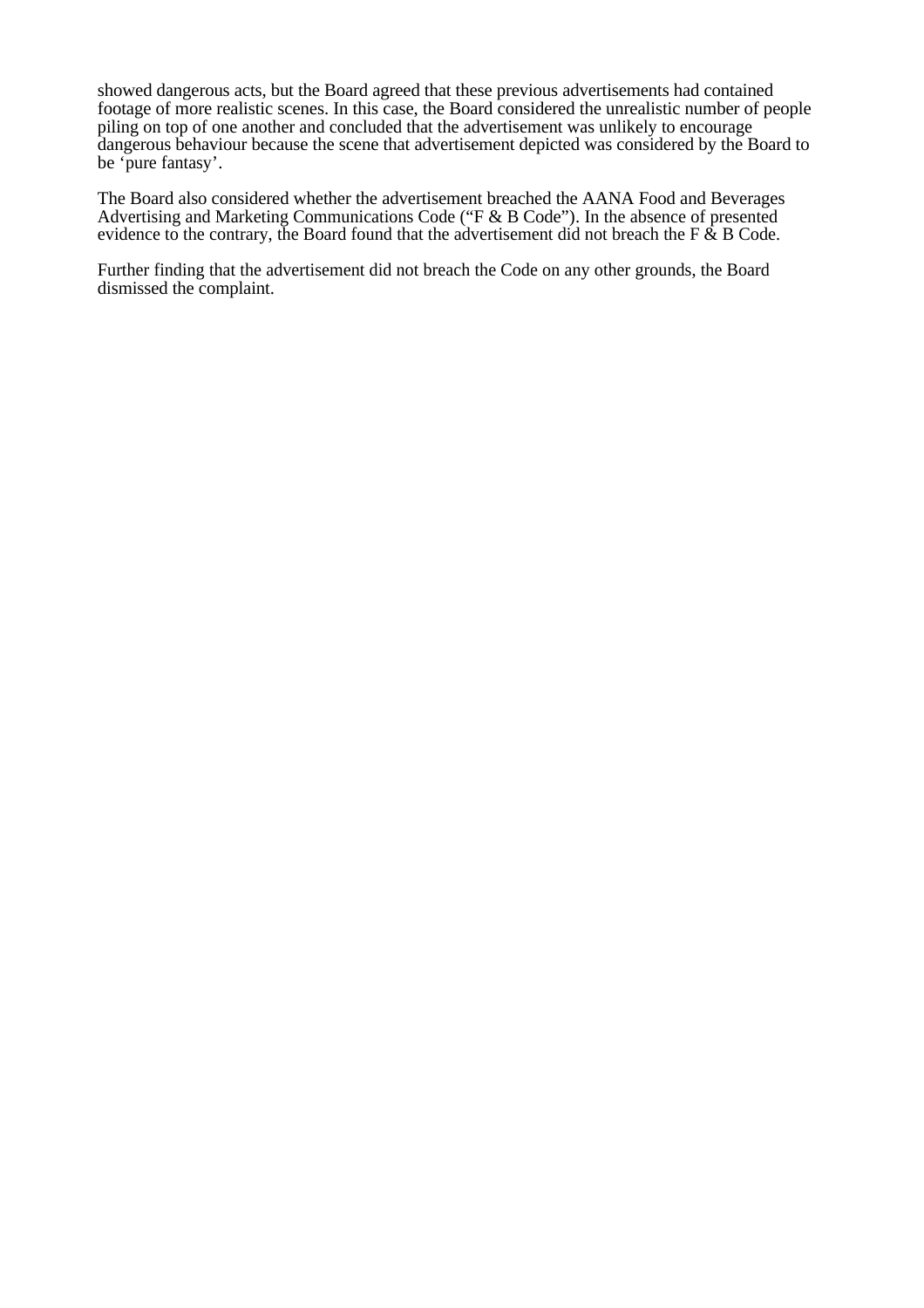showed dangerous acts, but the Board agreed that these previous advertisements had contained footage of more realistic scenes. In this case, the Board considered the unrealistic number of people piling on top of one another and concluded that the advertisement was unlikely to encourage dangerous behaviour because the scene that advertisement depicted was considered by the Board to be ‘pure fantasy’.

The Board also considered whether the advertisement breached the AANA Food and Beverages Advertising and Marketing Communications Code (“F & B Code”). In the absence of presented evidence to the contrary, the Board found that the advertisement did not breach the F & B Code.

Further finding that the advertisement did not breach the Code on any other grounds, the Board dismissed the complaint.